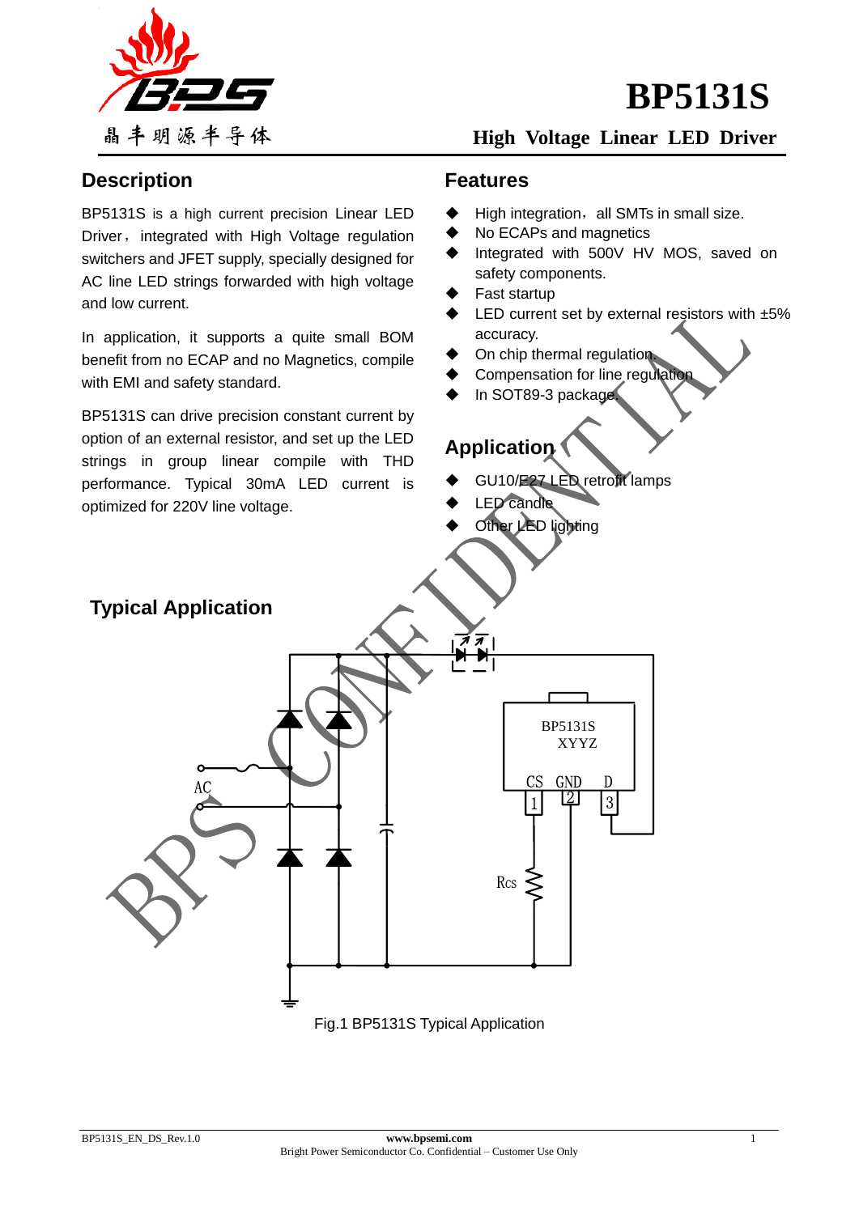晶丰明源半导体

# BP5131S

## High Voltage Linear LED Driver

## Description

BP5131S is a high current precision Linear LED Driver, integrated with High Voltage regulation switchers and JFET supply, specially designed for AC line LED strings forwarded with high voltage and low current.

In application, it supports a quite small BOM benefit from no ECAP and no Magnetics, compile with EMI and safety standard.

BP5131S can drive precision constant current by option of an external resistor, and set up the LED strings in group linear compile with THD performance. Typical 30mA LED current is optimized for 220V line voltage.

## Features

- High integration, all SMTs in small size.
- No ECAPs and magnetics
- Integrated with 500V HV MOS, saved on safety components.
- Fast startup
- LED current set by external resistors with ±5% accuracy.
- On chip thermal regulation.
- Compensation for line regulation
- In SOT89-3 package.

## Application

- GU10/E27 LED retrofit lamps
- LED candle
- Other LED lighting

## Typical Application

Fig.1 BP5131S Typical Application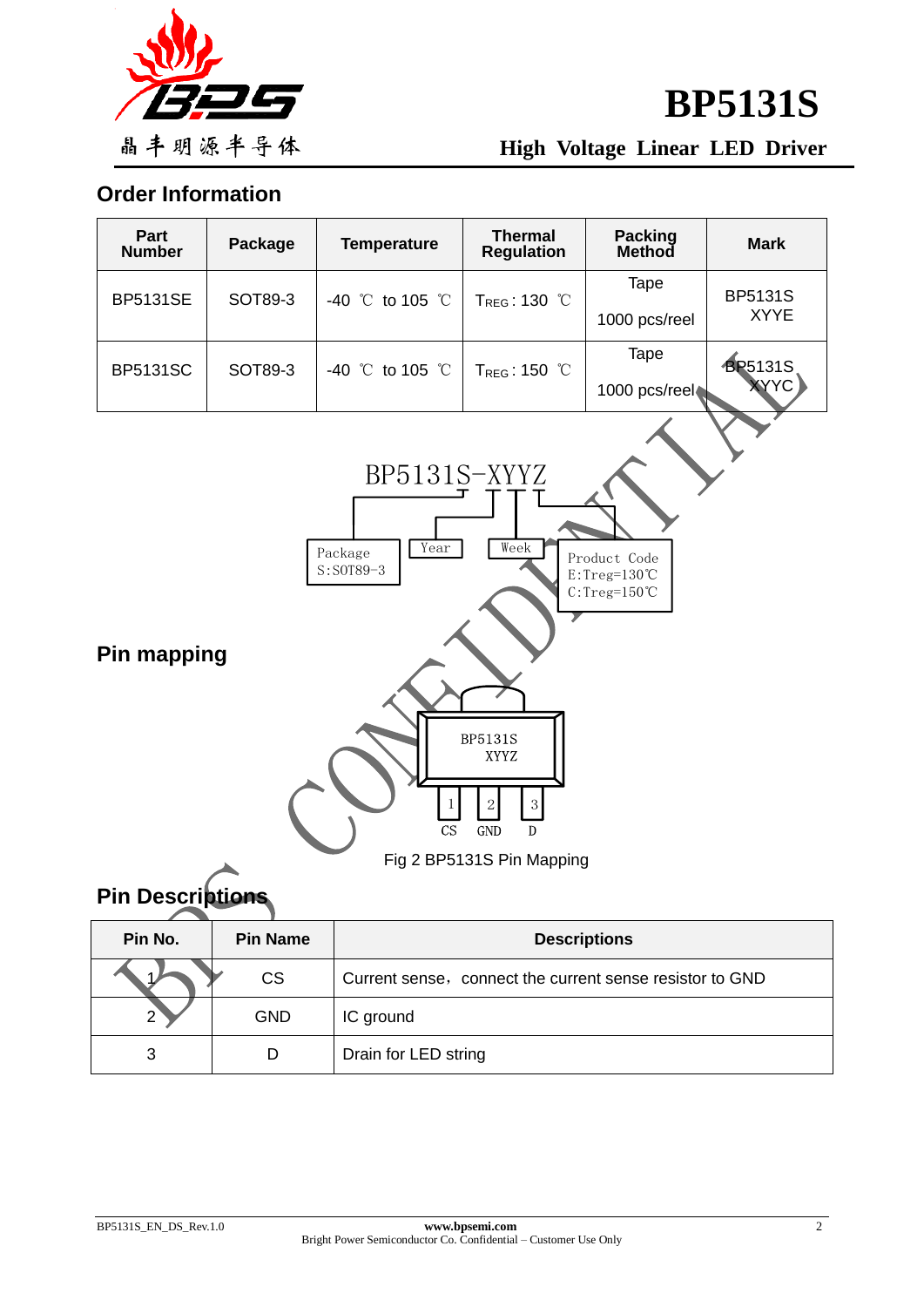## Order Information

| Part Number | Package | Temperature | Thermal Regulation | Packing Method | Mark |
|---|---|---|---|---|---|
| BP5131SE | SOT89-3 | -40 ℃ to 105 ℃ | $T_{REG}$ : 130 ℃ | Tape<br>1000 pcs/reel | BP5131S<br>XYYE |
| BP5131SC | SOT89-3 | -40 ℃ to 105 ℃ | $T_{REG}$ : 150 ℃ | Tape<br>1000 pcs/reel | BP5131S<br>XYYC |

BP5131S-XYYZ

- Package S:SOT89-3
- Year
- Week
- Product Code E:Treg=130℃ C:Treg=150℃

## Pin mapping

BP5131S XYYZ

1 CS, 2 GND, 3 D

Fig 2 BP5131S Pin Mapping

## Pin Descriptions

| Pin No. | Pin Name | Descriptions |
|---|---|---|
| 1 | CS | Current sense，connect the current sense resistor to GND |
| 2 | GND | IC ground |
| 3 | D | Drain for LED string |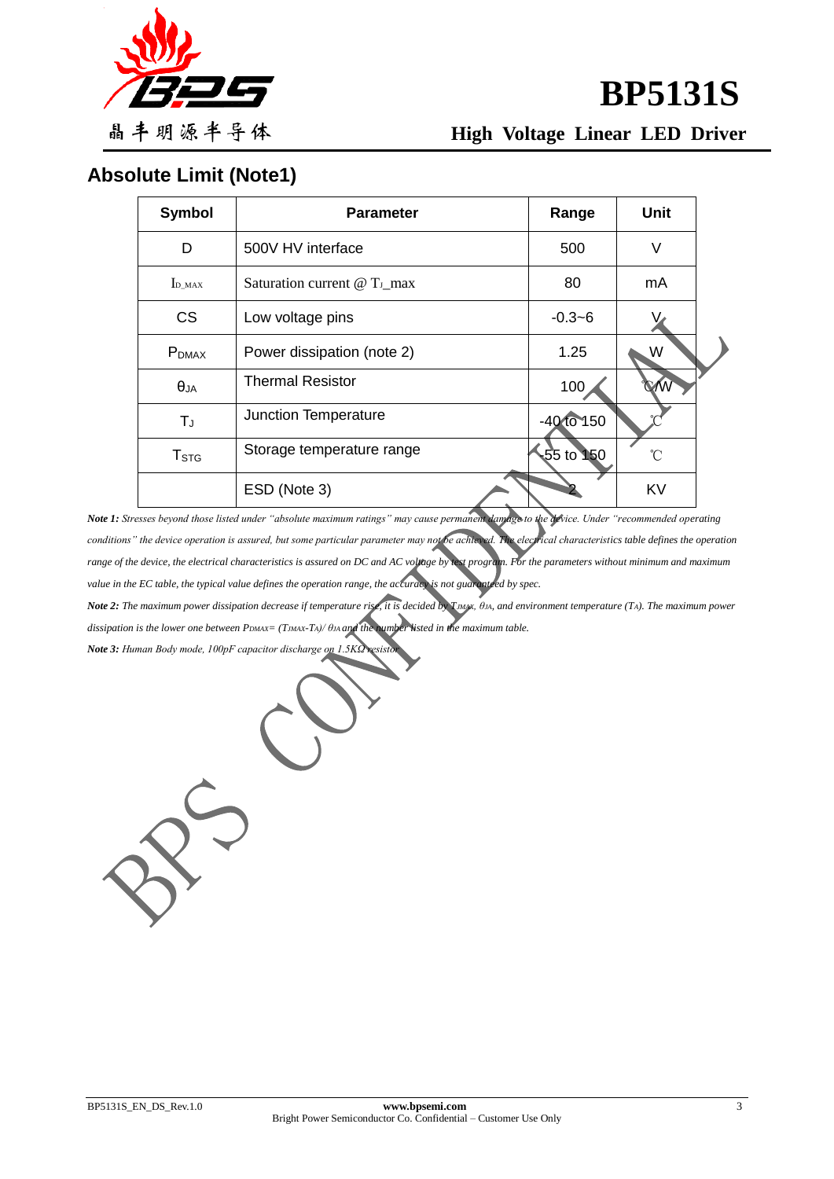## Absolute Limit (Note1)

| Symbol | Parameter | Range | Unit |
|---|---|---|---|
| D | 500V HV interface | 500 | V |
| $I_{D\_MAX}$ | Saturation current @ $T_J$_max | 80 | mA |
| CS | Low voltage pins | -0.3~6 | V |
| $P_{DMAX}$ | Power dissipation (note 2) | 1.25 | W |
| $\theta_{JA}$ | Thermal Resistor | 100 | ℃/W |
| $T_J$ | Junction Temperature | -40 to 150 | ℃ |
| $T_{STG}$ | Storage temperature range | -55 to 150 | ℃ |
| | ESD (Note 3) | 2 | KV |

***Note 1:*** *Stresses beyond those listed under "absolute maximum ratings" may cause permanent damage to the device. Under "recommended operating conditions" the device operation is assured, but some particular parameter may not be achieved. The electrical characteristics table defines the operation range of the device, the electrical characteristics is assured on DC and AC voltage by test program. For the parameters without minimum and maximum value in the EC table, the typical value defines the operation range, the accuracy is not guaranteed by spec.*

***Note 2:*** *The maximum power dissipation decrease if temperature rise, it is decided by $T_{JMAX}$, $\theta_{JA}$, and environment temperature ($T_A$). The maximum power dissipation is the lower one between $P_{DMAX}=(T_{JMAX}-T_A)/\theta_{JA}$ and the number listed in the maximum table.*

***Note 3:*** *Human Body mode, 100pF capacitor discharge on 1.5KΩ resistor*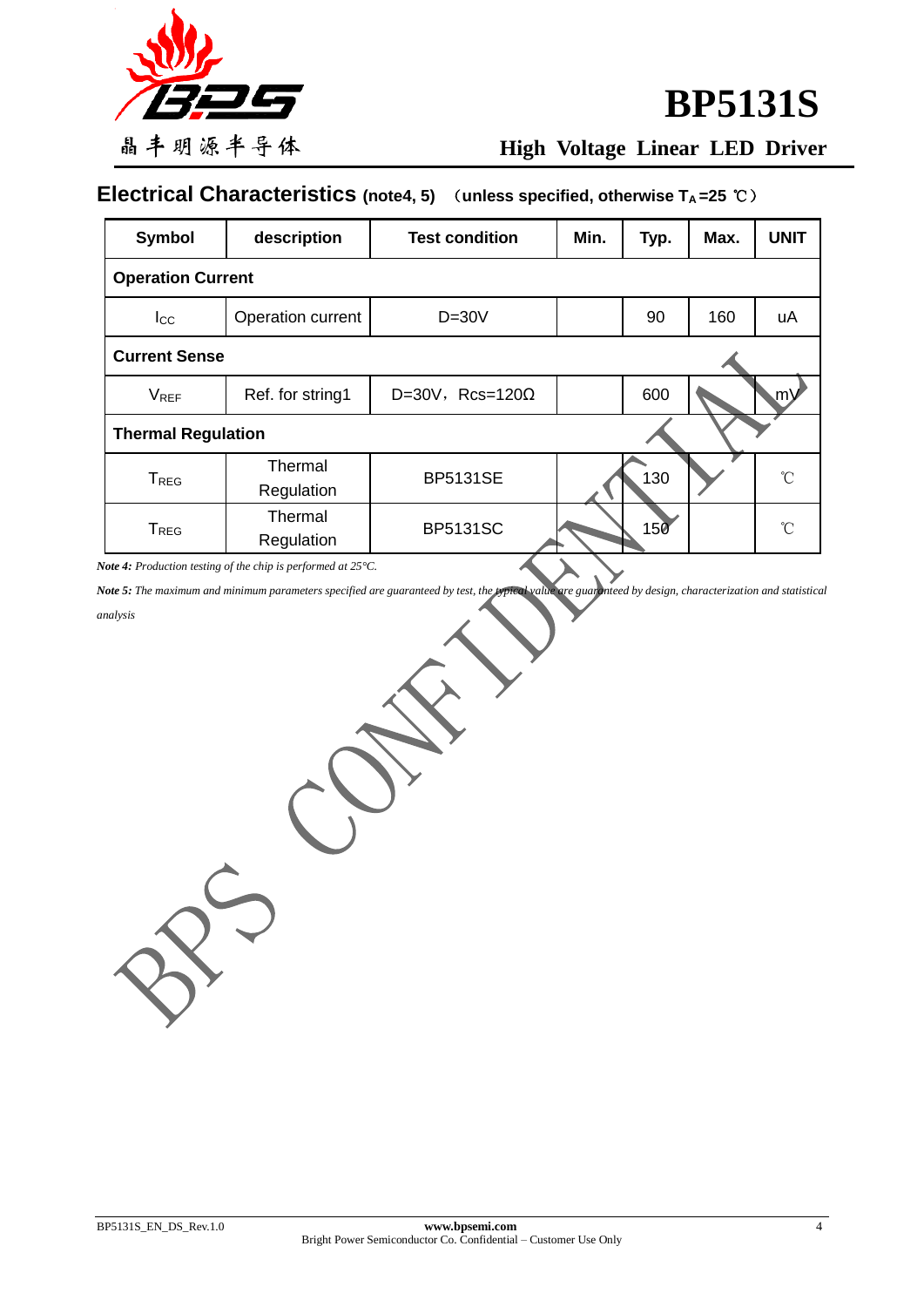## Electrical Characteristics (note4, 5) （unless specified, otherwise $T_A$=25 ℃）

| Symbol | description | Test condition | Min. | Typ. | Max. | UNIT |
|---|---|---|---|---|---|---|
| **Operation Current** | | | | | | |
| $I_{CC}$ | Operation current | D=30V | | 90 | 160 | uA |
| **Current Sense** | | | | | | |
| $V_{REF}$ | Ref. for string1 | D=30V，Rcs=120Ω | | 600 | | mV |
| **Thermal Regulation** | | | | | | |
| $T_{REG}$ | Thermal Regulation | BP5131SE | | 130 | | ℃ |
| $T_{REG}$ | Thermal Regulation | BP5131SC | | 150 | | ℃ |

***Note 4:*** *Production testing of the chip is performed at 25°C.*

***Note 5:*** *The maximum and minimum parameters specified are guaranteed by test, the typical value are guaranteed by design, characterization and statistical analysis*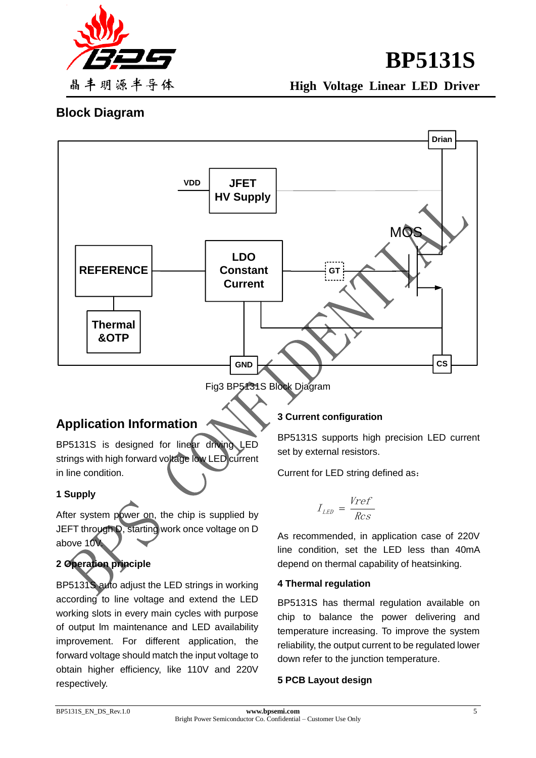## Block Diagram

Fig3 BP5131S Block Diagram

## Application Information

BP5131S is designed for linear driving LED strings with high forward voltage low LED current in line condition.

### 1 Supply

After system power on, the chip is supplied by JEFT through D, starting work once voltage on D above 10V.

### 2 Operation principle

BP5131S auto adjust the LED strings in working according to line voltage and extend the LED working slots in every main cycles with purpose of output lm maintenance and LED availability improvement. For different application, the forward voltage should match the input voltage to obtain higher efficiency, like 110V and 220V respectively.

### 3 Current configuration

BP5131S supports high precision LED current set by external resistors.

Current for LED string defined as：

$$I_{LED} = \frac{Vref}{Rcs}$$

As recommended, in application case of 220V line condition, set the LED less than 40mA depend on thermal capability of heatsinking.

### 4 Thermal regulation

BP5131S has thermal regulation available on chip to balance the power delivering and temperature increasing. To improve the system reliability, the output current to be regulated lower down refer to the junction temperature.

### 5 PCB Layout design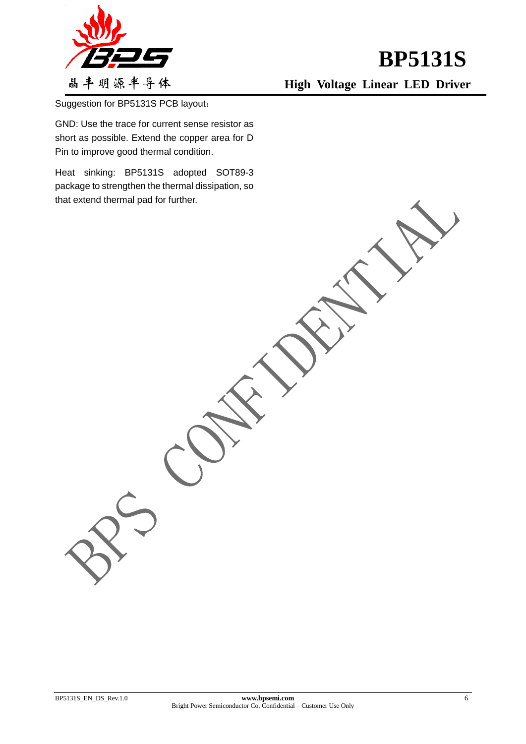Suggestion for BP5131S PCB layout：

GND: Use the trace for current sense resistor as short as possible. Extend the copper area for D Pin to improve good thermal condition.

Heat sinking: BP5131S adopted SOT89-3 package to strengthen the thermal dissipation, so that extend thermal pad for further.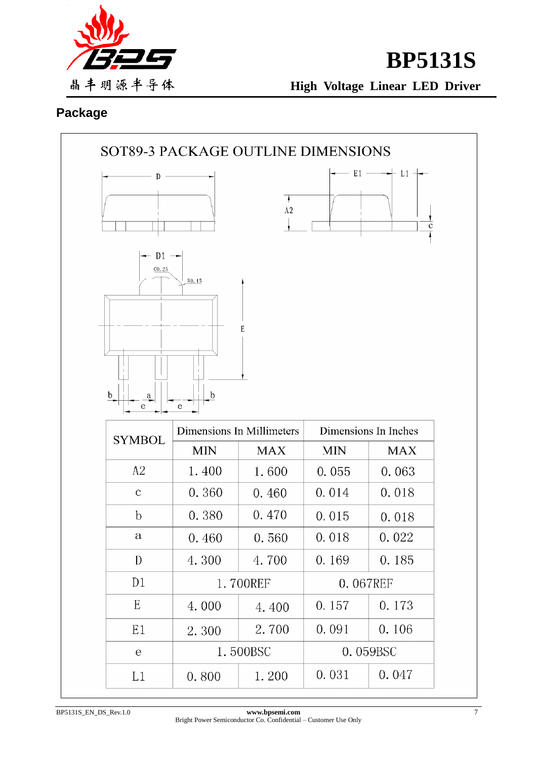## Package

SOT89-3 PACKAGE OUTLINE DIMENSIONS

D

E1 L1

A2

c

D1

C0. 25

R0. 15

E

b a b

e e

| SYMBOL | Dimensions In Millimeters | | Dimensions In Inches | |
|---|---|---|---|---|
| | MIN | MAX | MIN | MAX |
| A2 | 1. 400 | 1. 600 | 0. 055 | 0. 063 |
| c | 0. 360 | 0. 460 | 0. 014 | 0. 018 |
| b | 0. 380 | 0. 470 | 0. 015 | 0. 018 |
| a | 0. 460 | 0. 560 | 0. 018 | 0. 022 |
| D | 4. 300 | 4. 700 | 0. 169 | 0. 185 |
| D1 | 1. 700REF | | 0. 067REF | |
| E | 4. 000 | 4. 400 | 0. 157 | 0. 173 |
| E1 | 2. 300 | 2. 700 | 0. 091 | 0. 106 |
| e | 1. 500BSC | | 0. 059BSC | |
| L1 | 0. 800 | 1. 200 | 0. 031 | 0. 047 |